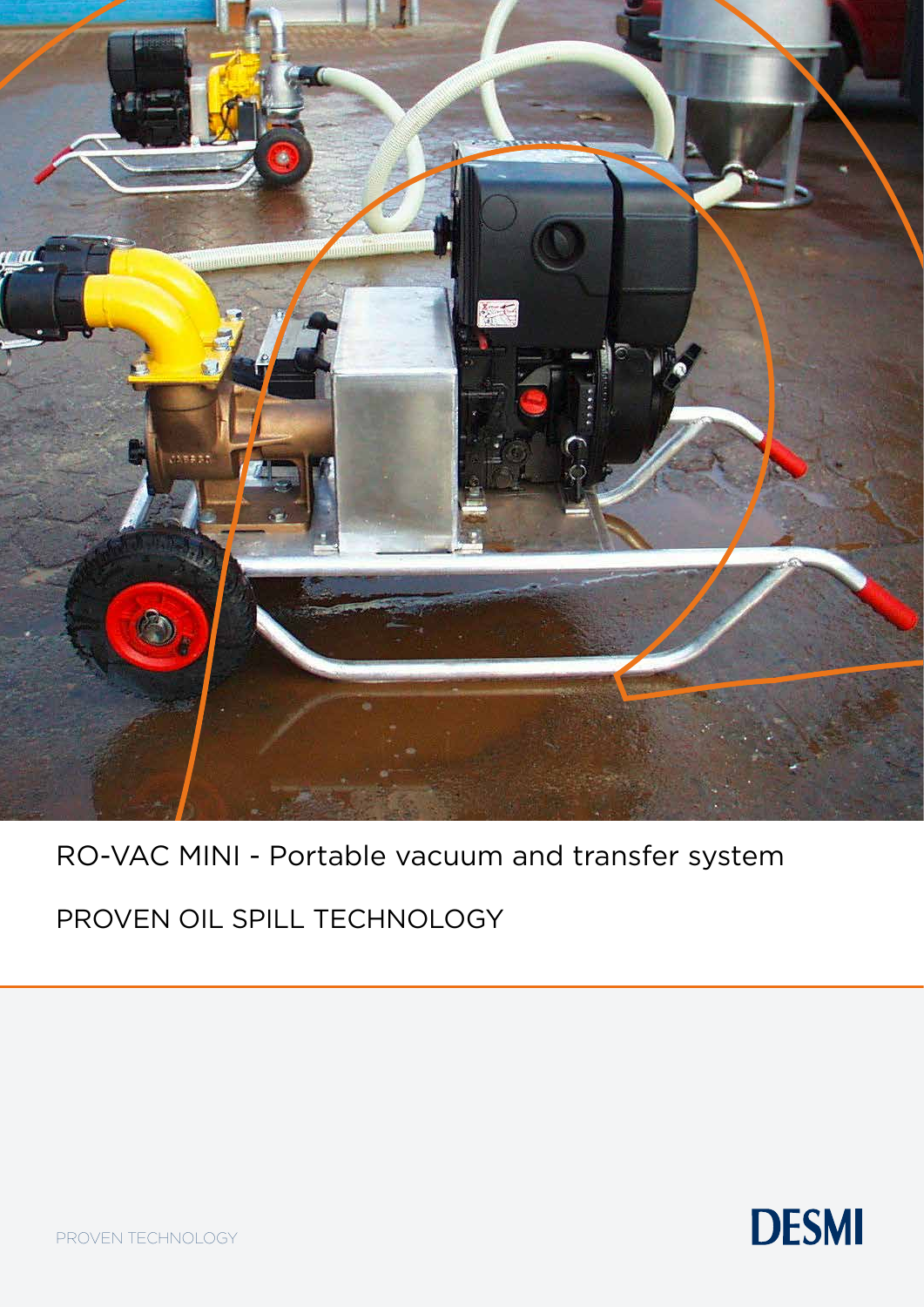# RO-VAC MINI - Portable vacuum and transfer system

## PROVEN OIL SPILL TECHNOLOGY

PROVEN TECHNOLOGY

DESMI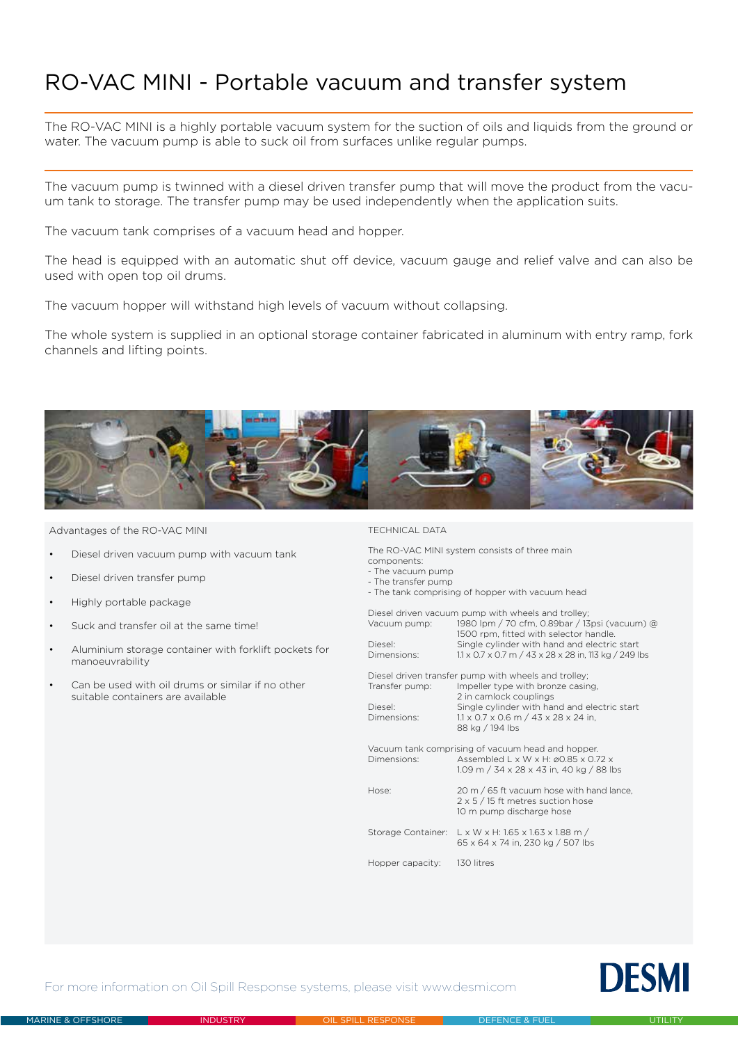# RO-VAC MINI - Portable vacuum and transfer system

The RO-VAC MINI is a highly portable vacuum system for the suction of oils and liquids from the ground or water. The vacuum pump is able to suck oil from surfaces unlike regular pumps.

The vacuum pump is twinned with a diesel driven transfer pump that will move the product from the vacuum tank to storage. The transfer pump may be used independently when the application suits.

The vacuum tank comprises of a vacuum head and hopper.

The head is equipped with an automatic shut off device, vacuum gauge and relief valve and can also be used with open top oil drums.

The vacuum hopper will withstand high levels of vacuum without collapsing.

The whole system is supplied in an optional storage container fabricated in aluminum with entry ramp, fork channels and lifting points.

## Advantages of the RO-VAC MINI

- Diesel driven vacuum pump with vacuum tank
- Diesel driven transfer pump
- Highly portable package
- Suck and transfer oil at the same time!
- Aluminium storage container with forklift pockets for manoeuvrability
- Can be used with oil drums or similar if no other suitable containers are available

## TECHNICAL DATA

The RO-VAC MINI system consists of three main components:
- The vacuum pump
- The transfer pump
- The tank comprising of hopper with vacuum head

Diesel driven vacuum pump with wheels and trolley;

| | |
|---|---|
| Vacuum pump: | 1980 lpm / 70 cfm, 0.89bar / 13psi (vacuum) @ 1500 rpm, fitted with selector handle. |
| Diesel: | Single cylinder with hand and electric start |
| Dimensions: | 1.1 x 0.7 x 0.7 m / 43 x 28 x 28 in, 113 kg / 249 lbs |

Diesel driven transfer pump with wheels and trolley;

| | |
|---|---|
| Transfer pump: | Impeller type with bronze casing, 2 in camlock couplings |
| Diesel: | Single cylinder with hand and electric start |
| Dimensions: | 1.1 x 0.7 x 0.6 m / 43 x 28 x 24 in, 88 kg / 194 lbs |

Vacuum tank comprising of vacuum head and hopper.

| | |
|---|---|
| Dimensions: | Assembled L x W x H: ø0.85 x 0.72 x 1.09 m / 34 x 28 x 43 in, 40 kg / 88 lbs |
| Hose: | 20 m / 65 ft vacuum hose with hand lance, 2 x 5 / 15 ft metres suction hose 10 m pump discharge hose |
| Storage Container: | L x W x H: 1.65 x 1.63 x 1.88 m / 65 x 64 x 74 in, 230 kg / 507 lbs |
| Hopper capacity: | 130 litres |

For more information on Oil Spill Response systems, please visit www.desmi.com

DESMI

MARINE & OFFSHORE | INDUSTRY | OIL SPILL RESPONSE | DEFENCE & FUEL | UTILITY